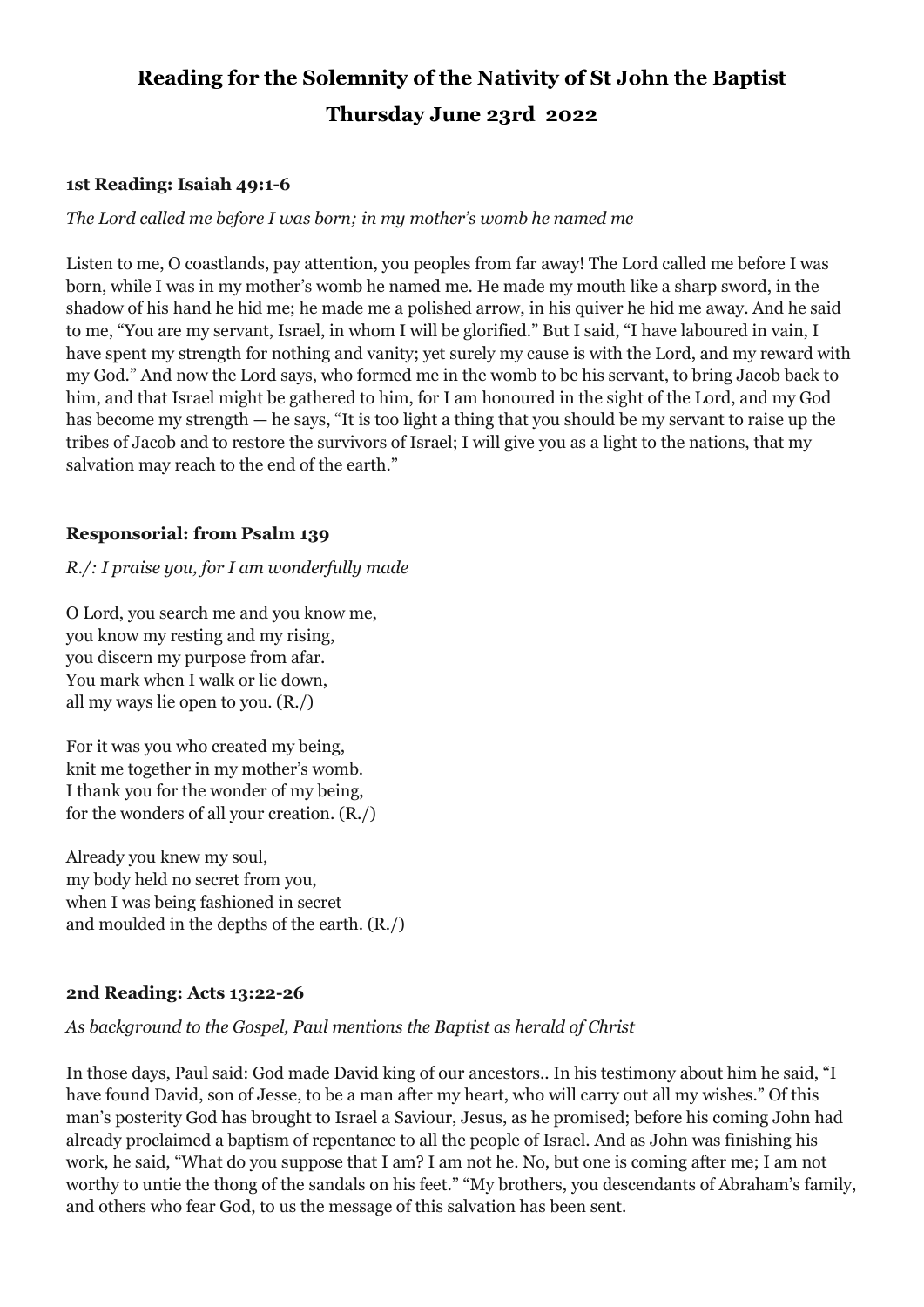# Reading for the Solemnity of the Nativity of St John the Baptist

# Thursday June 23rd 2022

### 1st Reading: Isaiah 49:1-6

*The Lord called me before I was born; in my mother's womb he named me*

Listen to me, O coastlands, pay attention, you peoples from far away! The Lord called me before I was born, while I was in my mother's womb he named me. He made my mouth like a sharp sword, in the shadow of his hand he hid me; he made me a polished arrow, in his quiver he hid me away. And he said to me, "You are my servant, Israel, in whom I will be glorified." But I said, "I have laboured in vain, I have spent my strength for nothing and vanity; yet surely my cause is with the Lord, and my reward with my God." And now the Lord says, who formed me in the womb to be his servant, to bring Jacob back to him, and that Israel might be gathered to him, for I am honoured in the sight of the Lord, and my God has become my strength — he says, "It is too light a thing that you should be my servant to raise up the tribes of Jacob and to restore the survivors of Israel; I will give you as a light to the nations, that my salvation may reach to the end of the earth."

### Responsorial: from Psalm 139

*R./: I praise you, for I am wonderfully made*

O Lord, you search me and you know me,
you know my resting and my rising,
you discern my purpose from afar.
You mark when I walk or lie down,
all my ways lie open to you. (R./)

For it was you who created my being,
knit me together in my mother's womb.
I thank you for the wonder of my being,
for the wonders of all your creation. (R./)

Already you knew my soul,
my body held no secret from you,
when I was being fashioned in secret
and moulded in the depths of the earth. (R./)

### 2nd Reading: Acts 13:22-26

*As background to the Gospel, Paul mentions the Baptist as herald of Christ*

In those days, Paul said: God made David king of our ancestors.. In his testimony about him he said, "I have found David, son of Jesse, to be a man after my heart, who will carry out all my wishes." Of this man's posterity God has brought to Israel a Saviour, Jesus, as he promised; before his coming John had already proclaimed a baptism of repentance to all the people of Israel. And as John was finishing his work, he said, "What do you suppose that I am? I am not he. No, but one is coming after me; I am not worthy to untie the thong of the sandals on his feet." "My brothers, you descendants of Abraham's family, and others who fear God, to us the message of this salvation has been sent.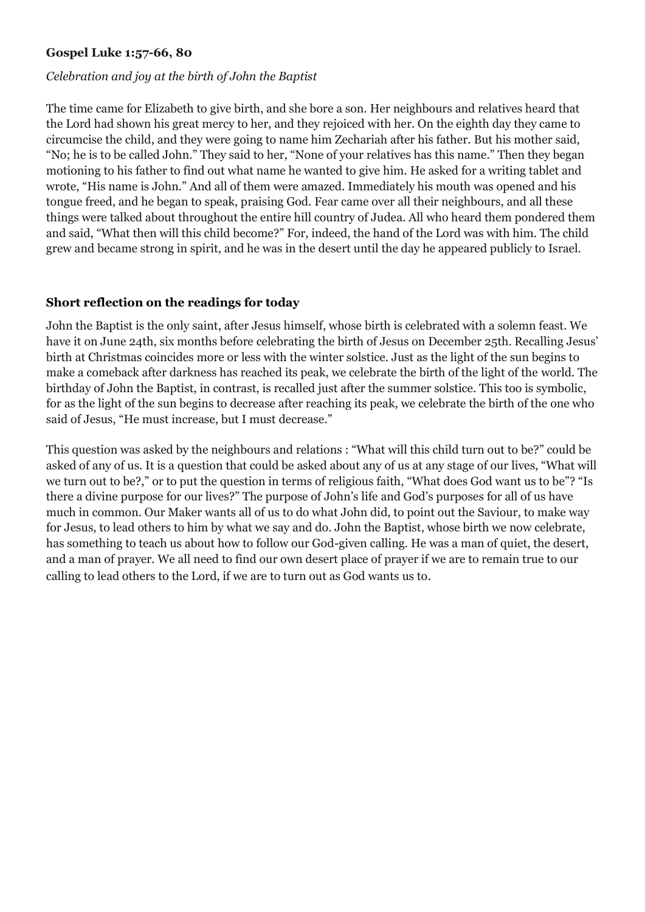**Gospel Luke 1:57-66, 80**

*Celebration and joy at the birth of John the Baptist*

The time came for Elizabeth to give birth, and she bore a son. Her neighbours and relatives heard that the Lord had shown his great mercy to her, and they rejoiced with her. On the eighth day they came to circumcise the child, and they were going to name him Zechariah after his father. But his mother said, "No; he is to be called John." They said to her, "None of your relatives has this name." Then they began motioning to his father to find out what name he wanted to give him. He asked for a writing tablet and wrote, "His name is John." And all of them were amazed. Immediately his mouth was opened and his tongue freed, and he began to speak, praising God. Fear came over all their neighbours, and all these things were talked about throughout the entire hill country of Judea. All who heard them pondered them and said, "What then will this child become?" For, indeed, the hand of the Lord was with him. The child grew and became strong in spirit, and he was in the desert until the day he appeared publicly to Israel.

**Short reflection on the readings for today**

John the Baptist is the only saint, after Jesus himself, whose birth is celebrated with a solemn feast. We have it on June 24th, six months before celebrating the birth of Jesus on December 25th. Recalling Jesus' birth at Christmas coincides more or less with the winter solstice. Just as the light of the sun begins to make a comeback after darkness has reached its peak, we celebrate the birth of the light of the world. The birthday of John the Baptist, in contrast, is recalled just after the summer solstice. This too is symbolic, for as the light of the sun begins to decrease after reaching its peak, we celebrate the birth of the one who said of Jesus, "He must increase, but I must decrease."

This question was asked by the neighbours and relations : "What will this child turn out to be?" could be asked of any of us. It is a question that could be asked about any of us at any stage of our lives, "What will we turn out to be?," or to put the question in terms of religious faith, "What does God want us to be"? "Is there a divine purpose for our lives?" The purpose of John's life and God's purposes for all of us have much in common. Our Maker wants all of us to do what John did, to point out the Saviour, to make way for Jesus, to lead others to him by what we say and do. John the Baptist, whose birth we now celebrate, has something to teach us about how to follow our God-given calling. He was a man of quiet, the desert, and a man of prayer. We all need to find our own desert place of prayer if we are to remain true to our calling to lead others to the Lord, if we are to turn out as God wants us to.